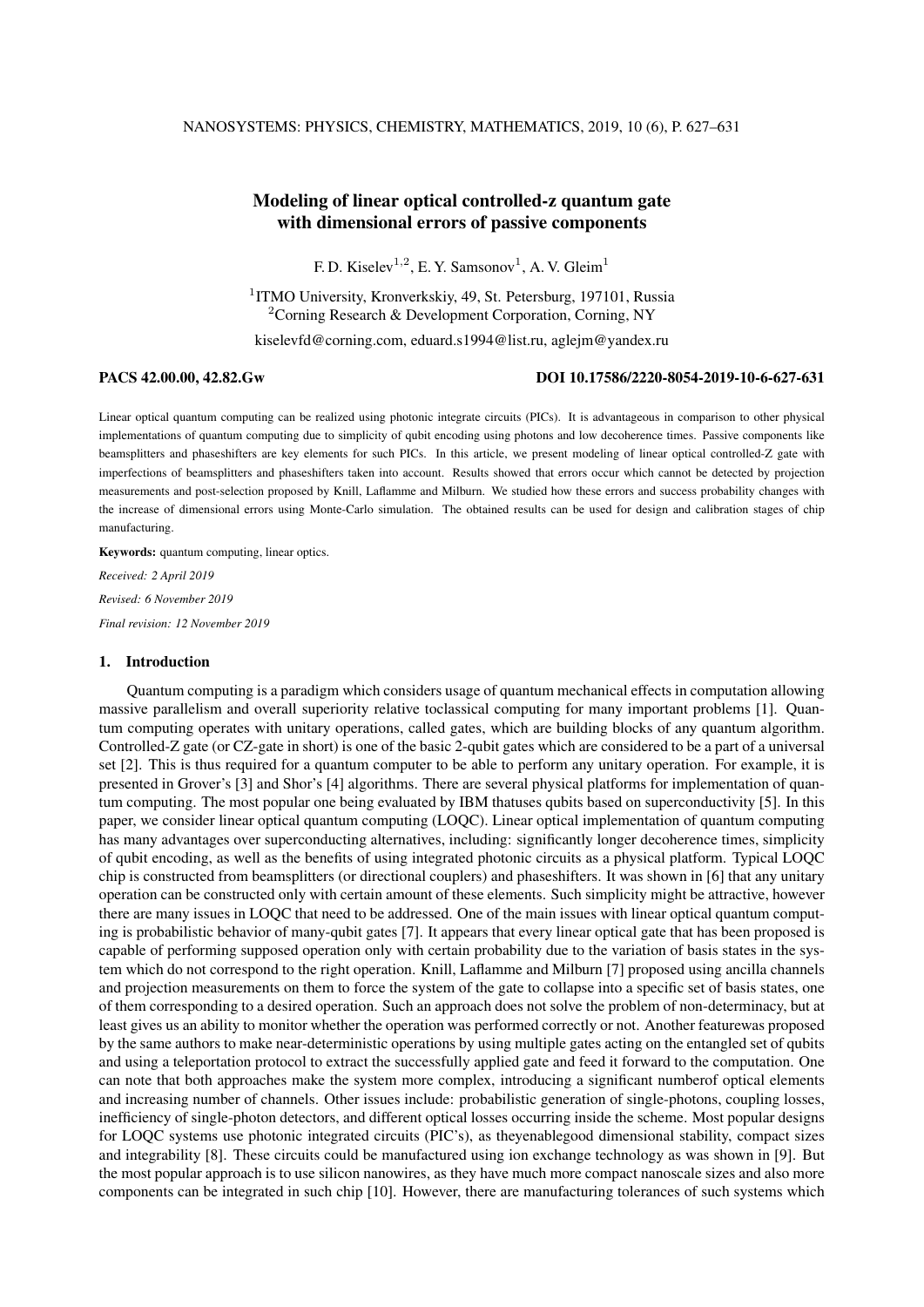# Modeling of linear optical controlled-z quantum gate with dimensional errors of passive components

F. D. Kiselev[1,2], E. Y. Samsonov[1], A. V. Gleim[1]

[1]ITMO University, Kronverkskiy, 49, St. Petersburg, 197101, Russia
[2]Corning Research & Development Corporation, Corning, NY

kiselevfd@corning.com, eduard.s1994@list.ru, aglejm@yandex.ru

**PACS 42.00.00, 42.82.Gw** **DOI 10.17586/2220-8054-2019-10-6-627-631**

Linear optical quantum computing can be realized using photonic integrate circuits (PICs). It is advantageous in comparison to other physical implementations of quantum computing due to simplicity of qubit encoding using photons and low decoherence times. Passive components like beamsplitters and phaseshifters are key elements for such PICs. In this article, we present modeling of linear optical controlled-Z gate with imperfections of beamsplitters and phaseshifters taken into account. Results showed that errors occur which cannot be detected by projection measurements and post-selection proposed by Knill, Laflamme and Milburn. We studied how these errors and success probability changes with the increase of dimensional errors using Monte-Carlo simulation. The obtained results can be used for design and calibration stages of chip manufacturing.

**Keywords:** quantum computing, linear optics.

*Received: 2 April 2019*

*Revised: 6 November 2019*

*Final revision: 12 November 2019*

## 1. Introduction

Quantum computing is a paradigm which considers usage of quantum mechanical effects in computation allowing massive parallelism and overall superiority relative toclassical computing for many important problems [1]. Quantum computing operates with unitary operations, called gates, which are building blocks of any quantum algorithm. Controlled-Z gate (or CZ-gate in short) is one of the basic 2-qubit gates which are considered to be a part of a universal set [2]. This is thus required for a quantum computer to be able to perform any unitary operation. For example, it is presented in Grover's [3] and Shor's [4] algorithms. There are several physical platforms for implementation of quantum computing. The most popular one being evaluated by IBM thatuses qubits based on superconductivity [5]. In this paper, we consider linear optical quantum computing (LOQC). Linear optical implementation of quantum computing has many advantages over superconducting alternatives, including: significantly longer decoherence times, simplicity of qubit encoding, as well as the benefits of using integrated photonic circuits as a physical platform. Typical LOQC chip is constructed from beamsplitters (or directional couplers) and phaseshifters. It was shown in [6] that any unitary operation can be constructed only with certain amount of these elements. Such simplicity might be attractive, however there are many issues in LOQC that need to be addressed. One of the main issues with linear optical quantum computing is probabilistic behavior of many-qubit gates [7]. It appears that every linear optical gate that has been proposed is capable of performing supposed operation only with certain probability due to the variation of basis states in the system which do not correspond to the right operation. Knill, Laflamme and Milburn [7] proposed using ancilla channels and projection measurements on them to force the system of the gate to collapse into a specific set of basis states, one of them corresponding to a desired operation. Such an approach does not solve the problem of non-determinacy, but at least gives us an ability to monitor whether the operation was performed correctly or not. Another featurewas proposed by the same authors to make near-deterministic operations by using multiple gates acting on the entangled set of qubits and using a teleportation protocol to extract the successfully applied gate and feed it forward to the computation. One can note that both approaches make the system more complex, introducing a significant numberof optical elements and increasing number of channels. Other issues include: probabilistic generation of single-photons, coupling losses, inefficiency of single-photon detectors, and different optical losses occurring inside the scheme. Most popular designs for LOQC systems use photonic integrated circuits (PIC's), as theyenablegood dimensional stability, compact sizes and integrability [8]. These circuits could be manufactured using ion exchange technology as was shown in [9]. But the most popular approach is to use silicon nanowires, as they have much more compact nanoscale sizes and also more components can be integrated in such chip [10]. However, there are manufacturing tolerances of such systems which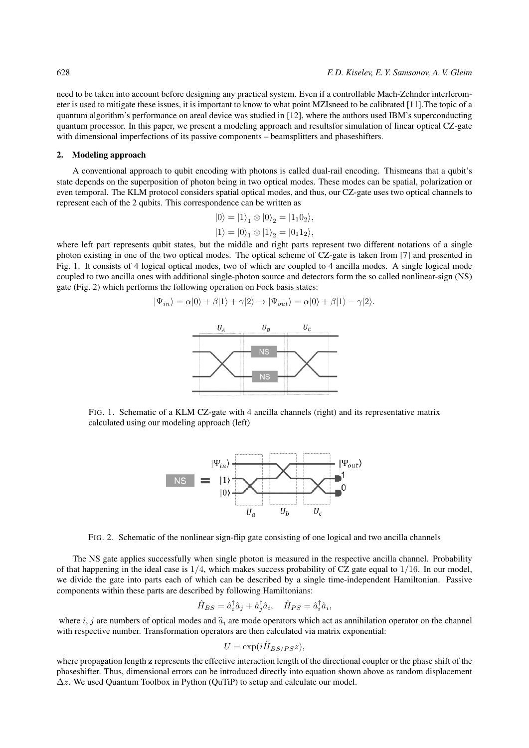need to be taken into account before designing any practical system. Even if a controllable Mach-Zehnder interferometer is used to mitigate these issues, it is important to know to what point MZIsneed to be calibrated [11].The topic of a quantum algorithm's performance on areal device was studied in [12], where the authors used IBM's superconducting quantum processor. In this paper, we present a modeling approach and resultsfor simulation of linear optical CZ-gate with dimensional imperfections of its passive components – beamsplitters and phaseshifters.

## 2. Modeling approach

A conventional approach to qubit encoding with photons is called dual-rail encoding. Thismeans that a qubit's state depends on the superposition of photon being in two optical modes. These modes can be spatial, polarization or even temporal. The KLM protocol considers spatial optical modes, and thus, our CZ-gate uses two optical channels to represent each of the 2 qubits. This correspondence can be written as

$$|0\rangle = |1\rangle_1 \otimes |0\rangle_2 = |1_1 0_2\rangle,$$

$$|1\rangle = |0\rangle_1 \otimes |1\rangle_2 = |0_1 1_2\rangle,$$

where left part represents qubit states, but the middle and right parts represent two different notations of a single photon existing in one of the two optical modes. The optical scheme of CZ-gate is taken from [7] and presented in Fig. 1. It consists of 4 logical optical modes, two of which are coupled to 4 ancilla modes. A single logical mode coupled to two ancilla ones with additional single-photon source and detectors form the so called nonlinear-sign (NS) gate (Fig. 2) which performs the following operation on Fock basis states:

$$|\Psi_{in}\rangle = \alpha|0\rangle + \beta|1\rangle + \gamma|2\rangle \rightarrow |\Psi_{out}\rangle = \alpha|0\rangle + \beta|1\rangle - \gamma|2\rangle.$$

FIG. 1. Schematic of a KLM CZ-gate with 4 ancilla channels (right) and its representative matrix calculated using our modeling approach (left)

FIG. 2. Schematic of the nonlinear sign-flip gate consisting of one logical and two ancilla channels

The NS gate applies successfully when single photon is measured in the respective ancilla channel. Probability of that happening in the ideal case is $1/4$, which makes success probability of CZ gate equal to $1/16$. In our model, we divide the gate into parts each of which can be described by a single time-independent Hamiltonian. Passive components within these parts are described by following Hamiltonians:

$$\hat{H}_{BS} = \hat{a}_i^\dagger \hat{a}_j + \hat{a}_j^\dagger \hat{a}_i, \quad \hat{H}_{PS} = \hat{a}_i^\dagger \hat{a}_i,$$

where $i$, $j$ are numbers of optical modes and $\widehat{a}_i$ are mode operators which act as annihilation operator on the channel with respective number. Transformation operators are then calculated via matrix exponential:

$$U = \exp(i\hat{H}_{BS/PS} z),$$

where propagation length **z** represents the effective interaction length of the directional coupler or the phase shift of the phaseshifter. Thus, dimensional errors can be introduced directly into equation shown above as random displacement $\Delta z$. We used Quantum Toolbox in Python (QuTiP) to setup and calculate our model.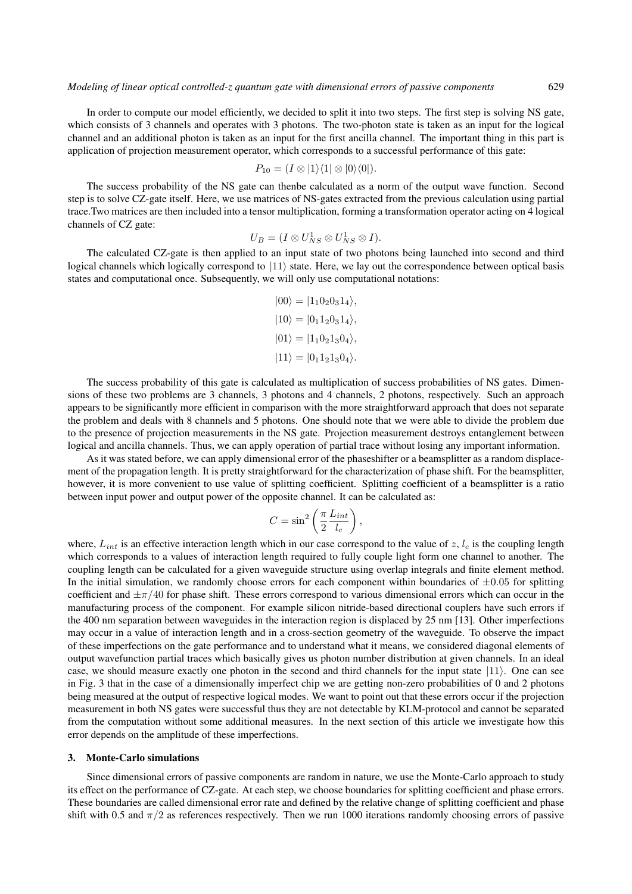In order to compute our model efficiently, we decided to split it into two steps. The first step is solving NS gate, which consists of 3 channels and operates with 3 photons. The two-photon state is taken as an input for the logical channel and an additional photon is taken as an input for the first ancilla channel. The important thing in this part is application of projection measurement operator, which corresponds to a successful performance of this gate:

$$P_{10} = (I \otimes |1\rangle\langle 1| \otimes |0\rangle\langle 0|).$$

The success probability of the NS gate can thenbe calculated as a norm of the output wave function. Second step is to solve CZ-gate itself. Here, we use matrices of NS-gates extracted from the previous calculation using partial trace.Two matrices are then included into a tensor multiplication, forming a transformation operator acting on 4 logical channels of CZ gate:

$$U_B = (I \otimes U^1_{NS} \otimes U^1_{NS} \otimes I).$$

The calculated CZ-gate is then applied to an input state of two photons being launched into second and third logical channels which logically correspond to $|11\rangle$ state. Here, we lay out the correspondence between optical basis states and computational once. Subsequently, we will only use computational notations:

$$|00\rangle = |1_1 0_2 0_3 1_4\rangle,$$
$$|10\rangle = |0_1 1_2 0_3 1_4\rangle,$$
$$|01\rangle = |1_1 0_2 1_3 0_4\rangle,$$
$$|11\rangle = |0_1 1_2 1_3 0_4\rangle.$$

The success probability of this gate is calculated as multiplication of success probabilities of NS gates. Dimensions of these two problems are 3 channels, 3 photons and 4 channels, 2 photons, respectively. Such an approach appears to be significantly more efficient in comparison with the more straightforward approach that does not separate the problem and deals with 8 channels and 5 photons. One should note that we were able to divide the problem due to the presence of projection measurements in the NS gate. Projection measurement destroys entanglement between logical and ancilla channels. Thus, we can apply operation of partial trace without losing any important information.

As it was stated before, we can apply dimensional error of the phaseshifter or a beamsplitter as a random displacement of the propagation length. It is pretty straightforward for the characterization of phase shift. For the beamsplitter, however, it is more convenient to use value of splitting coefficient. Splitting coefficient of a beamsplitter is a ratio between input power and output power of the opposite channel. It can be calculated as:

$$C = \sin^2\left(\frac{\pi}{2}\frac{L_{int}}{l_c}\right),$$

where, $L_{int}$ is an effective interaction length which in our case correspond to the value of $z$, $l_c$ is the coupling length which corresponds to a values of interaction length required to fully couple light form one channel to another. The coupling length can be calculated for a given waveguide structure using overlap integrals and finite element method. In the initial simulation, we randomly choose errors for each component within boundaries of $\pm 0.05$ for splitting coefficient and $\pm\pi/40$ for phase shift. These errors correspond to various dimensional errors which can occur in the manufacturing process of the component. For example silicon nitride-based directional couplers have such errors if the 400 nm separation between waveguides in the interaction region is displaced by 25 nm [13]. Other imperfections may occur in a value of interaction length and in a cross-section geometry of the waveguide. To observe the impact of these imperfections on the gate performance and to understand what it means, we considered diagonal elements of output wavefunction partial traces which basically gives us photon number distribution at given channels. In an ideal case, we should measure exactly one photon in the second and third channels for the input state $|11\rangle$. One can see in Fig. 3 that in the case of a dimensionally imperfect chip we are getting non-zero probabilities of 0 and 2 photons being measured at the output of respective logical modes. We want to point out that these errors occur if the projection measurement in both NS gates were successful thus they are not detectable by KLM-protocol and cannot be separated from the computation without some additional measures. In the next section of this article we investigate how this error depends on the amplitude of these imperfections.

## 3. Monte-Carlo simulations

Since dimensional errors of passive components are random in nature, we use the Monte-Carlo approach to study its effect on the performance of CZ-gate. At each step, we choose boundaries for splitting coefficient and phase errors. These boundaries are called dimensional error rate and defined by the relative change of splitting coefficient and phase shift with 0.5 and $\pi/2$ as references respectively. Then we run 1000 iterations randomly choosing errors of passive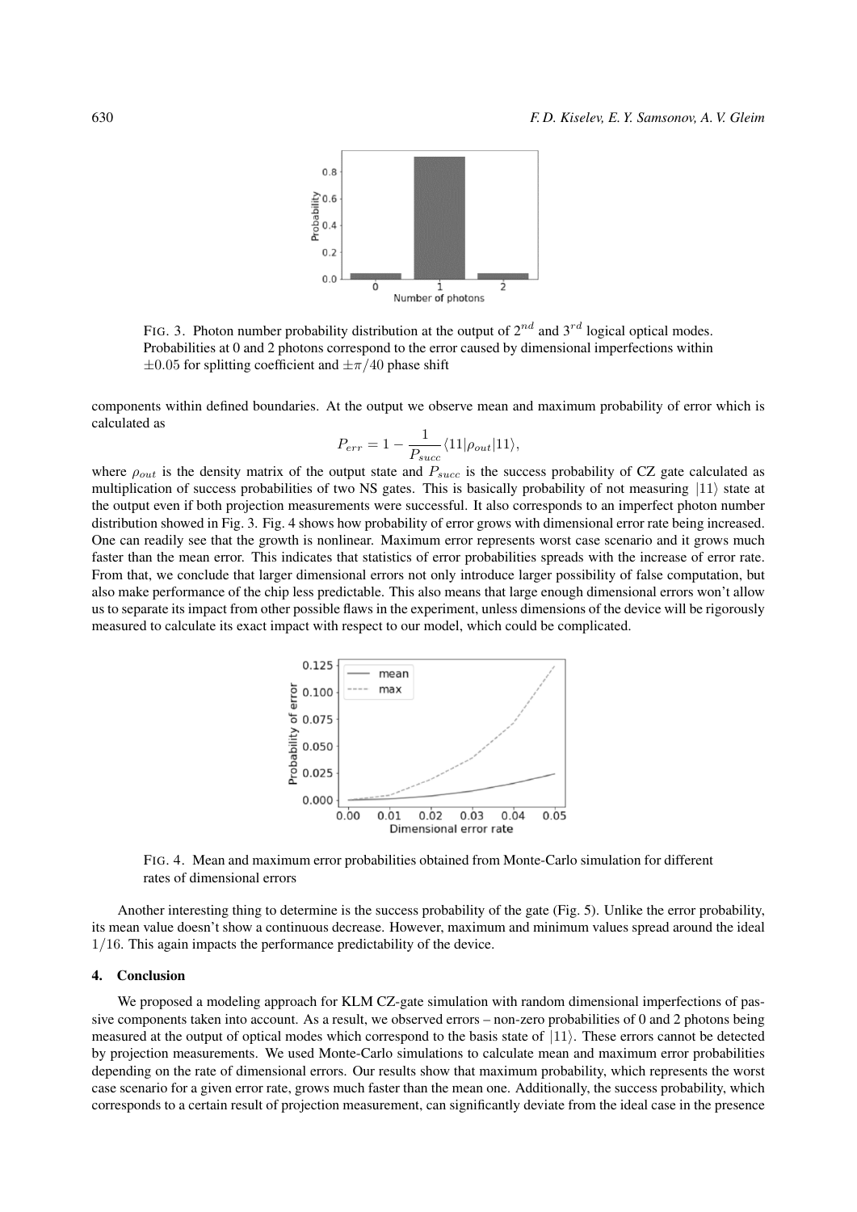FIG. 3. Photon number probability distribution at the output of $2^{nd}$ and $3^{rd}$ logical optical modes. Probabilities at 0 and 2 photons correspond to the error caused by dimensional imperfections within $\pm 0.05$ for splitting coefficient and $\pm\pi/40$ phase shift

components within defined boundaries. At the output we observe mean and maximum probability of error which is calculated as

$$P_{err} = 1 - \frac{1}{P_{succ}} \langle 11|\rho_{out}|11\rangle,$$

where $\rho_{out}$ is the density matrix of the output state and $P_{succ}$ is the success probability of CZ gate calculated as multiplication of success probabilities of two NS gates. This is basically probability of not measuring $|11\rangle$ state at the output even if both projection measurements were successful. It also corresponds to an imperfect photon number distribution showed in Fig. 3. Fig. 4 shows how probability of error grows with dimensional error rate being increased. One can readily see that the growth is nonlinear. Maximum error represents worst case scenario and it grows much faster than the mean error. This indicates that statistics of error probabilities spreads with the increase of error rate. From that, we conclude that larger dimensional errors not only introduce larger possibility of false computation, but also make performance of the chip less predictable. This also means that large enough dimensional errors won't allow us to separate its impact from other possible flaws in the experiment, unless dimensions of the device will be rigorously measured to calculate its exact impact with respect to our model, which could be complicated.

FIG. 4. Mean and maximum error probabilities obtained from Monte-Carlo simulation for different rates of dimensional errors

Another interesting thing to determine is the success probability of the gate (Fig. 5). Unlike the error probability, its mean value doesn't show a continuous decrease. However, maximum and minimum values spread around the ideal $1/16$. This again impacts the performance predictability of the device.

## 4. Conclusion

We proposed a modeling approach for KLM CZ-gate simulation with random dimensional imperfections of passive components taken into account. As a result, we observed errors – non-zero probabilities of 0 and 2 photons being measured at the output of optical modes which correspond to the basis state of $|11\rangle$. These errors cannot be detected by projection measurements. We used Monte-Carlo simulations to calculate mean and maximum error probabilities depending on the rate of dimensional errors. Our results show that maximum probability, which represents the worst case scenario for a given error rate, grows much faster than the mean one. Additionally, the success probability, which corresponds to a certain result of projection measurement, can significantly deviate from the ideal case in the presence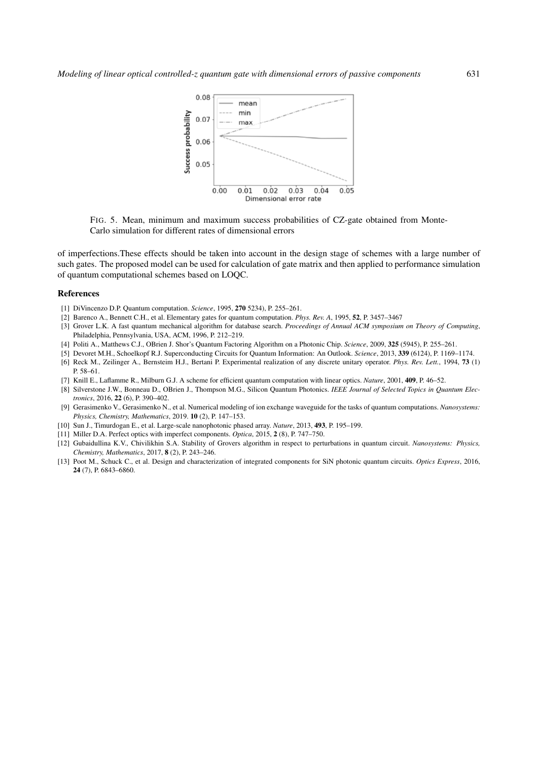0.08
0.07
0.06
0.05
Success probability
mean
min
max
0.00 0.01 0.02 0.03 0.04 0.05
Dimensional error rate

FIG. 5. Mean, minimum and maximum success probabilities of CZ-gate obtained from Monte-Carlo simulation for different rates of dimensional errors

of imperfections.These effects should be taken into account in the design stage of schemes with a large number of such gates. The proposed model can be used for calculation of gate matrix and then applied to performance simulation of quantum computational schemes based on LOQC.

## References

[1] DiVincenzo D.P. Quantum computation. *Science*, 1995, **270** 5234), P. 255–261.

[2] Barenco A., Bennett C.H., et al. Elementary gates for quantum computation. *Phys. Rev. A*, 1995, **52**, P. 3457–3467

[3] Grover L.K. A fast quantum mechanical algorithm for database search. *Proceedings of Annual ACM symposium on Theory of Computing*, Philadelphia, Pennsylvania, USA, ACM, 1996, P. 212–219.

[4] Politi A., Matthews C.J., OBrien J. Shor's Quantum Factoring Algorithm on a Photonic Chip. *Science*, 2009, **325** (5945), P. 255–261.

[5] Devoret M.H., Schoelkopf R.J. Superconducting Circuits for Quantum Information: An Outlook. *Science*, 2013, **339** (6124), P. 1169–1174.

[6] Reck M., Zeilinger A., Bernsteim H.J., Bertani P. Experimental realization of any discrete unitary operator. *Phys. Rev. Lett.*, 1994, **73** (1) P. 58–61.

[7] Knill E., Laflamme R., Milburn G.J. A scheme for efficient quantum computation with linear optics. *Nature*, 2001, **409**, P. 46–52.

[8] Silverstone J.W., Bonneau D., OBrien J., Thompson M.G., Silicon Quantum Photonics. *IEEE Journal of Selected Topics in Quantum Electronics*, 2016, **22** (6), P. 390–402.

[9] Gerasimenko V., Gerasimenko N., et al. Numerical modeling of ion exchange waveguide for the tasks of quantum computations. *Nanosystems: Physics, Chemistry, Mathematics*, 2019. **10** (2), P. 147–153.

[10] Sun J., Timurdogan E., et al. Large-scale nanophotonic phased array. *Nature*, 2013, **493**, P. 195–199.

[11] Miller D.A. Perfect optics with imperfect components. *Optica*, 2015, **2** (8), P. 747–750.

[12] Gubaidullina K.V., Chivilikhin S.A. Stability of Grovers algorithm in respect to perturbations in quantum circuit. *Nanosystems: Physics, Chemistry, Mathematics*, 2017, **8** (2), P. 243–246.

[13] Poot M., Schuck C., et al. Design and characterization of integrated components for SiN photonic quantum circuits. *Optics Express*, 2016, **24** (7), P. 6843–6860.